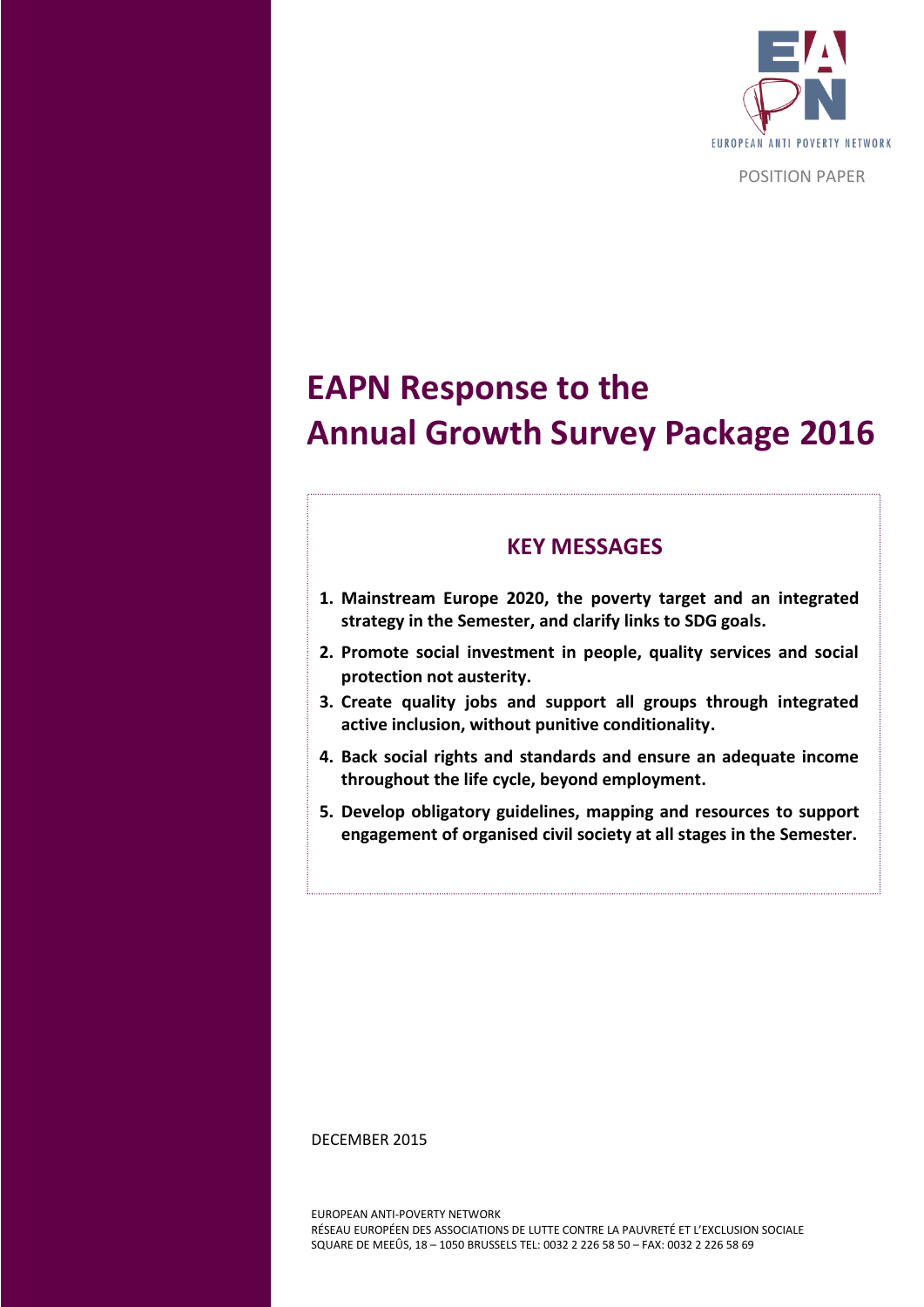EUROPEAN ANTI POVERTY NETWORK

POSITION PAPER

# EAPN Response to the Annual Growth Survey Package 2016

## KEY MESSAGES

1. **Mainstream Europe 2020, the poverty target and an integrated strategy in the Semester, and clarify links to SDG goals.**
2. **Promote social investment in people, quality services and social protection not austerity.**
3. **Create quality jobs and support all groups through integrated active inclusion, without punitive conditionality.**
4. **Back social rights and standards and ensure an adequate income throughout the life cycle, beyond employment.**
5. **Develop obligatory guidelines, mapping and resources to support engagement of organised civil society at all stages in the Semester.**

DECEMBER 2015

EUROPEAN ANTI-POVERTY NETWORK
RÉSEAU EUROPÉEN DES ASSOCIATIONS DE LUTTE CONTRE LA PAUVRETÉ ET L'EXCLUSION SOCIALE
SQUARE DE MEEÛS, 18 – 1050 BRUSSELS TEL: 0032 2 226 58 50 – FAX: 0032 2 226 58 69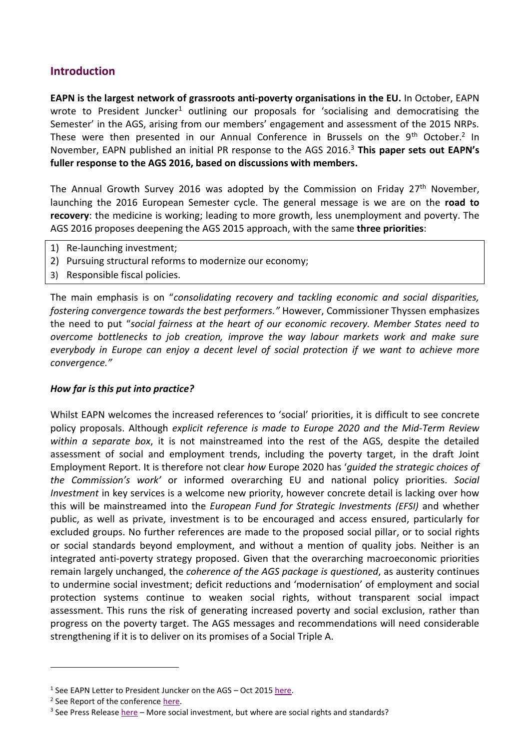## Introduction

**EAPN is the largest network of grassroots anti-poverty organisations in the EU.** In October, EAPN wrote to President Juncker[1] outlining our proposals for 'socialising and democratising the Semester' in the AGS, arising from our members' engagement and assessment of the 2015 NRPs. These were then presented in our Annual Conference in Brussels on the 9th October.[2] In November, EAPN published an initial PR response to the AGS 2016.[3] **This paper sets out EAPN's fuller response to the AGS 2016, based on discussions with members.**

The Annual Growth Survey 2016 was adopted by the Commission on Friday 27th November, launching the 2016 European Semester cycle. The general message is we are on the **road to recovery**: the medicine is working; leading to more growth, less unemployment and poverty. The AGS 2016 proposes deepening the AGS 2015 approach, with the same **three priorities**:

1) Re-launching investment;
2) Pursuing structural reforms to modernize our economy;
3) Responsible fiscal policies.

The main emphasis is on "*consolidating recovery and tackling economic and social disparities, fostering convergence towards the best performers.*" However, Commissioner Thyssen emphasizes the need to put "*social fairness at the heart of our economic recovery. Member States need to overcome bottlenecks to job creation, improve the way labour markets work and make sure everybody in Europe can enjoy a decent level of social protection if we want to achieve more convergence.*"

### *How far is this put into practice?*

Whilst EAPN welcomes the increased references to 'social' priorities, it is difficult to see concrete policy proposals. Although *explicit reference is made to Europe 2020 and the Mid-Term Review within a separate box*, it is not mainstreamed into the rest of the AGS, despite the detailed assessment of social and employment trends, including the poverty target, in the draft Joint Employment Report. It is therefore not clear *how* Europe 2020 has '*guided the strategic choices of the Commission's work'* or informed overarching EU and national policy priorities. *Social Investment* in key services is a welcome new priority, however concrete detail is lacking over how this will be mainstreamed into the *European Fund for Strategic Investments (EFSI)* and whether public, as well as private, investment is to be encouraged and access ensured, particularly for excluded groups. No further references are made to the proposed social pillar, or to social rights or social standards beyond employment, and without a mention of quality jobs. Neither is an integrated anti-poverty strategy proposed. Given that the overarching macroeconomic priorities remain largely unchanged, the *coherence of the AGS package is questioned*, as austerity continues to undermine social investment; deficit reductions and 'modernisation' of employment and social protection systems continue to weaken social rights, without transparent social impact assessment. This runs the risk of generating increased poverty and social exclusion, rather than progress on the poverty target. The AGS messages and recommendations will need considerable strengthening if it is to deliver on its promises of a Social Triple A.

---

[1] See EAPN Letter to President Juncker on the AGS – Oct 2015 here.

[2] See Report of the conference here.

[3] See Press Release here – More social investment, but where are social rights and standards?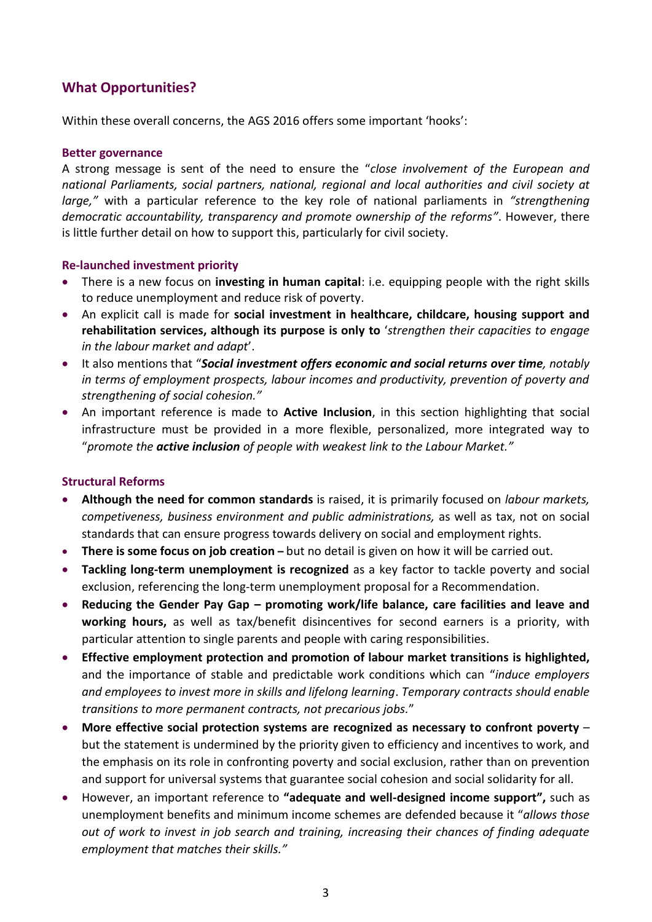## What Opportunities?

Within these overall concerns, the AGS 2016 offers some important 'hooks':

### Better governance

A strong message is sent of the need to ensure the "*close involvement of the European and national Parliaments, social partners, national, regional and local authorities and civil society at large,"* with a particular reference to the key role of national parliaments in *"strengthening democratic accountability, transparency and promote ownership of the reforms"*. However, there is little further detail on how to support this, particularly for civil society.

### Re-launched investment priority

- There is a new focus on **investing in human capital**: i.e. equipping people with the right skills to reduce unemployment and reduce risk of poverty.
- An explicit call is made for **social investment in healthcare, childcare, housing support and rehabilitation services, although its purpose is only to** '*strengthen their capacities to engage in the labour market and adapt*'.
- It also mentions that "***Social investment offers economic and social returns over time**, notably in terms of employment prospects, labour incomes and productivity, prevention of poverty and strengthening of social cohesion."*
- An important reference is made to **Active Inclusion**, in this section highlighting that social infrastructure must be provided in a more flexible, personalized, more integrated way to "*promote the **active inclusion** of people with weakest link to the Labour Market."*

### Structural Reforms

- **Although the need for common standards** is raised, it is primarily focused on *labour markets, competitiveness, business environment and public administrations,* as well as tax, not on social standards that can ensure progress towards delivery on social and employment rights.
- **There is some focus on job creation –** but no detail is given on how it will be carried out.
- **Tackling long-term unemployment is recognized** as a key factor to tackle poverty and social exclusion, referencing the long-term unemployment proposal for a Recommendation.
- **Reducing the Gender Pay Gap – promoting work/life balance, care facilities and leave and working hours,** as well as tax/benefit disincentives for second earners is a priority, with particular attention to single parents and people with caring responsibilities.
- **Effective employment protection and promotion of labour market transitions is highlighted,** and the importance of stable and predictable work conditions which can "*induce employers and employees to invest more in skills and lifelong learning*. *Temporary contracts should enable transitions to more permanent contracts, not precarious jobs.*"
- **More effective social protection systems are recognized as necessary to confront poverty** – but the statement is undermined by the priority given to efficiency and incentives to work, and the emphasis on its role in confronting poverty and social exclusion, rather than on prevention and support for universal systems that guarantee social cohesion and social solidarity for all.
- However, an important reference to **"adequate and well-designed income support",** such as unemployment benefits and minimum income schemes are defended because it "*allows those out of work to invest in job search and training, increasing their chances of finding adequate employment that matches their skills."*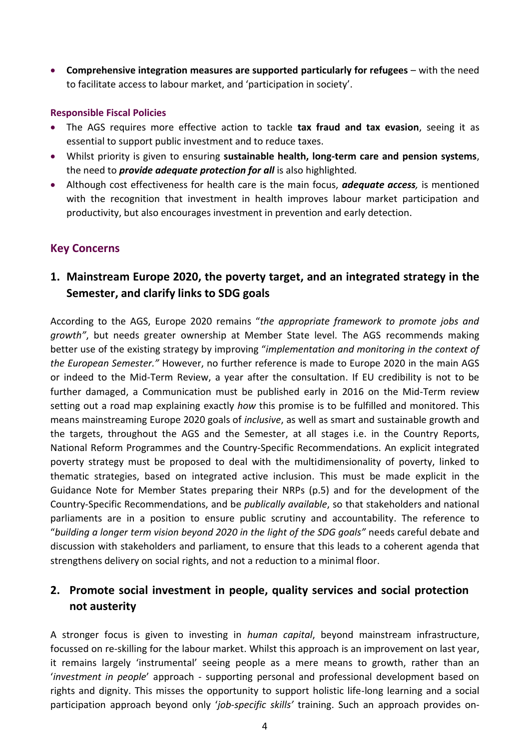- **Comprehensive integration measures are supported particularly for refugees** – with the need to facilitate access to labour market, and 'participation in society'.

#### Responsible Fiscal Policies

- The AGS requires more effective action to tackle **tax fraud and tax evasion**, seeing it as essential to support public investment and to reduce taxes.
- Whilst priority is given to ensuring **sustainable health, long-term care and pension systems**, the need to ***provide adequate protection for all*** is also highlighted*.*
- Although cost effectiveness for health care is the main focus, ***adequate access,*** is mentioned with the recognition that investment in health improves labour market participation and productivity, but also encourages investment in prevention and early detection.

## Key Concerns

### 1. Mainstream Europe 2020, the poverty target, and an integrated strategy in the Semester, and clarify links to SDG goals

According to the AGS, Europe 2020 remains "*the appropriate framework to promote jobs and growth"*, but needs greater ownership at Member State level. The AGS recommends making better use of the existing strategy by improving "*implementation and monitoring in the context of the European Semester."* However, no further reference is made to Europe 2020 in the main AGS or indeed to the Mid-Term Review, a year after the consultation. If EU credibility is not to be further damaged, a Communication must be published early in 2016 on the Mid-Term review setting out a road map explaining exactly *how* this promise is to be fulfilled and monitored. This means mainstreaming Europe 2020 goals of *inclusive*, as well as smart and sustainable growth and the targets, throughout the AGS and the Semester, at all stages i.e. in the Country Reports, National Reform Programmes and the Country-Specific Recommendations. An explicit integrated poverty strategy must be proposed to deal with the multidimensionality of poverty, linked to thematic strategies, based on integrated active inclusion. This must be made explicit in the Guidance Note for Member States preparing their NRPs (p.5) and for the development of the Country-Specific Recommendations, and be *publically available*, so that stakeholders and national parliaments are in a position to ensure public scrutiny and accountability. The reference to "*building a longer term vision beyond 2020 in the light of the SDG goals"* needs careful debate and discussion with stakeholders and parliament, to ensure that this leads to a coherent agenda that strengthens delivery on social rights, and not a reduction to a minimal floor.

### 2. Promote social investment in people, quality services and social protection not austerity

A stronger focus is given to investing in *human capital*, beyond mainstream infrastructure, focussed on re-skilling for the labour market. Whilst this approach is an improvement on last year, it remains largely 'instrumental' seeing people as a mere means to growth, rather than an '*investment in people*' approach - supporting personal and professional development based on rights and dignity. This misses the opportunity to support holistic life-long learning and a social participation approach beyond only '*job-specific skills'* training. Such an approach provides on-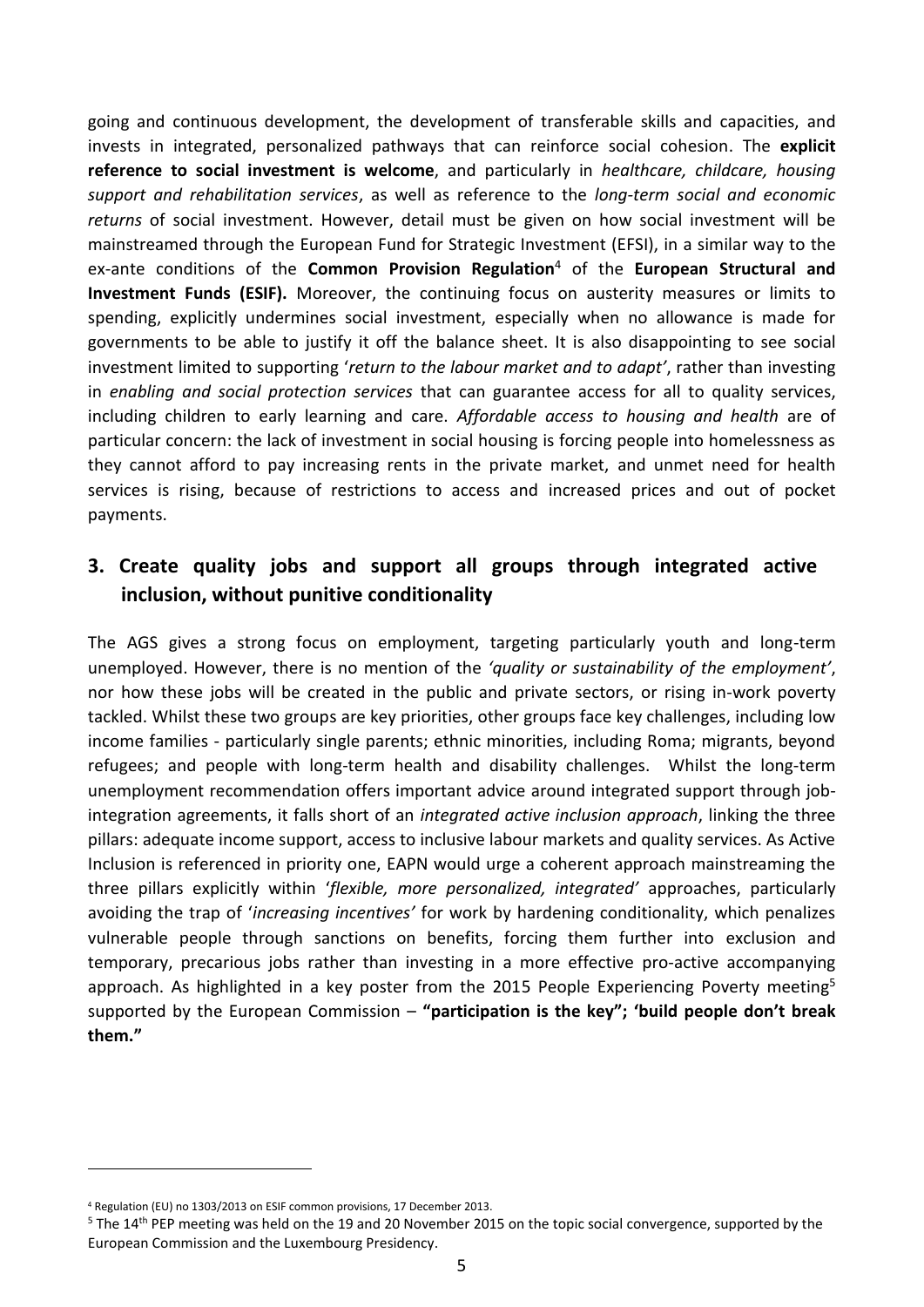going and continuous development, the development of transferable skills and capacities, and invests in integrated, personalized pathways that can reinforce social cohesion. The **explicit reference to social investment is welcome**, and particularly in *healthcare, childcare, housing support and rehabilitation services*, as well as reference to the *long-term social and economic returns* of social investment. However, detail must be given on how social investment will be mainstreamed through the European Fund for Strategic Investment (EFSI), in a similar way to the ex-ante conditions of the **Common Provision Regulation**[4] of the **European Structural and Investment Funds (ESIF).** Moreover, the continuing focus on austerity measures or limits to spending, explicitly undermines social investment, especially when no allowance is made for governments to be able to justify it off the balance sheet. It is also disappointing to see social investment limited to supporting '*return to the labour market and to adapt'*, rather than investing in *enabling and social protection services* that can guarantee access for all to quality services, including children to early learning and care. *Affordable access to housing and health* are of particular concern: the lack of investment in social housing is forcing people into homelessness as they cannot afford to pay increasing rents in the private market, and unmet need for health services is rising, because of restrictions to access and increased prices and out of pocket payments.

## 3. Create quality jobs and support all groups through integrated active inclusion, without punitive conditionality

The AGS gives a strong focus on employment, targeting particularly youth and long-term unemployed. However, there is no mention of the *'quality or sustainability of the employment'*, nor how these jobs will be created in the public and private sectors, or rising in-work poverty tackled. Whilst these two groups are key priorities, other groups face key challenges, including low income families - particularly single parents; ethnic minorities, including Roma; migrants, beyond refugees; and people with long-term health and disability challenges. Whilst the long-term unemployment recommendation offers important advice around integrated support through job-integration agreements, it falls short of an *integrated active inclusion approach*, linking the three pillars: adequate income support, access to inclusive labour markets and quality services. As Active Inclusion is referenced in priority one, EAPN would urge a coherent approach mainstreaming the three pillars explicitly within '*flexible, more personalized, integrated'* approaches, particularly avoiding the trap of '*increasing incentives'* for work by hardening conditionality, which penalizes vulnerable people through sanctions on benefits, forcing them further into exclusion and temporary, precarious jobs rather than investing in a more effective pro-active accompanying approach. As highlighted in a key poster from the 2015 People Experiencing Poverty meeting[5] supported by the European Commission – **"participation is the key"; 'build people don't break them."**

---

[4] Regulation (EU) no 1303/2013 on ESIF common provisions, 17 December 2013.

[5] The 14th PEP meeting was held on the 19 and 20 November 2015 on the topic social convergence, supported by the European Commission and the Luxembourg Presidency.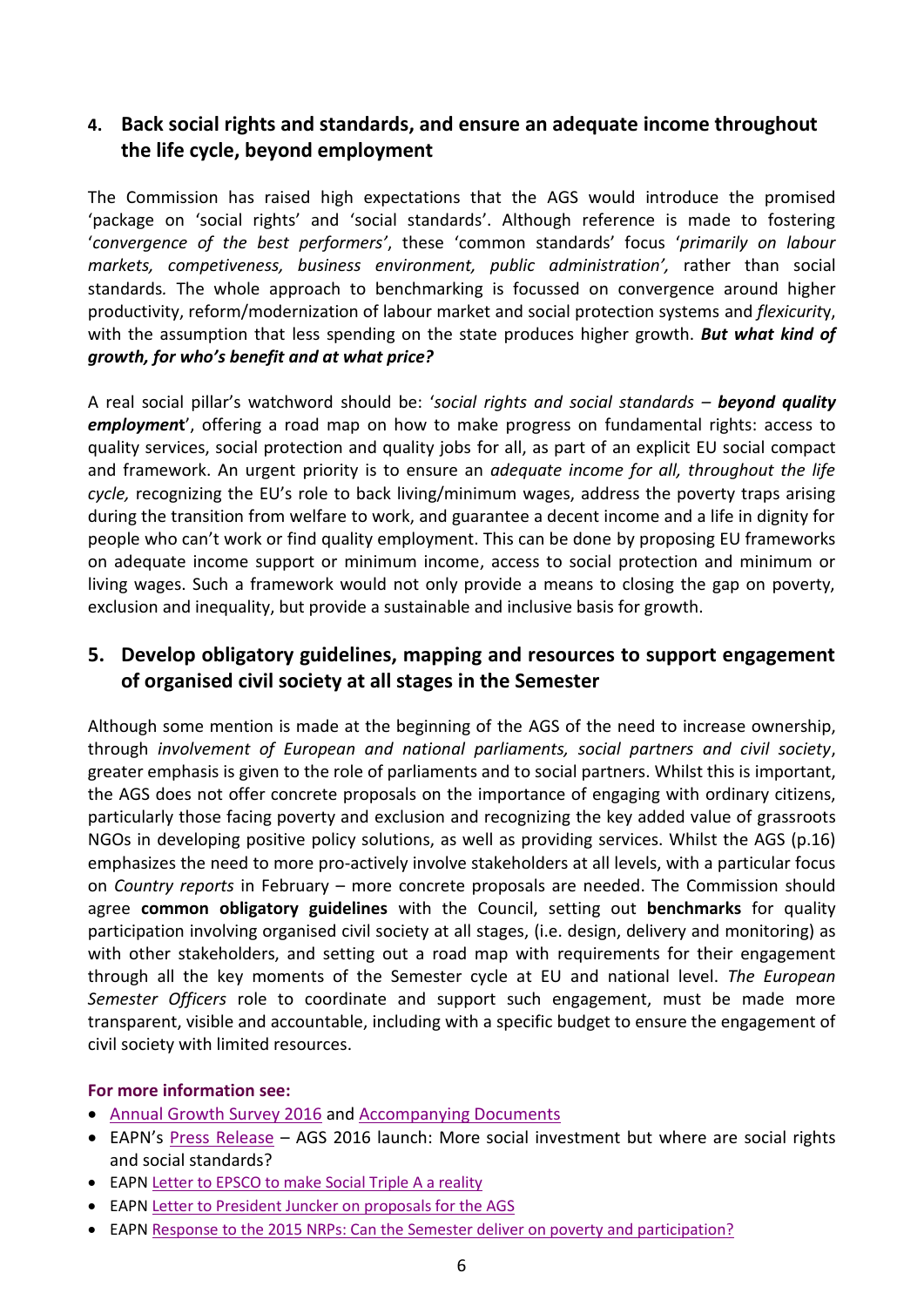## 4. Back social rights and standards, and ensure an adequate income throughout the life cycle, beyond employment

The Commission has raised high expectations that the AGS would introduce the promised 'package on 'social rights' and 'social standards'. Although reference is made to fostering '*convergence of the best performers'*, these 'common standards' focus '*primarily on labour markets, competiveness, business environment, public administration',* rather than social standards. The whole approach to benchmarking is focussed on convergence around higher productivity, reform/modernization of labour market and social protection systems and *flexicurit*y, with the assumption that less spending on the state produces higher growth. ***But what kind of growth, for who's benefit and at what price?***

A real social pillar's watchword should be: '*social rights and social standards –* ***beyond quality employmen*t**', offering a road map on how to make progress on fundamental rights: access to quality services, social protection and quality jobs for all, as part of an explicit EU social compact and framework. An urgent priority is to ensure an *adequate income for all, throughout the life cycle,* recognizing the EU's role to back living/minimum wages, address the poverty traps arising during the transition from welfare to work, and guarantee a decent income and a life in dignity for people who can't work or find quality employment. This can be done by proposing EU frameworks on adequate income support or minimum income, access to social protection and minimum or living wages. Such a framework would not only provide a means to closing the gap on poverty, exclusion and inequality, but provide a sustainable and inclusive basis for growth.

## 5. Develop obligatory guidelines, mapping and resources to support engagement of organised civil society at all stages in the Semester

Although some mention is made at the beginning of the AGS of the need to increase ownership, through *involvement of European and national parliaments, social partners and civil society*, greater emphasis is given to the role of parliaments and to social partners. Whilst this is important, the AGS does not offer concrete proposals on the importance of engaging with ordinary citizens, particularly those facing poverty and exclusion and recognizing the key added value of grassroots NGOs in developing positive policy solutions, as well as providing services. Whilst the AGS (p.16) emphasizes the need to more pro-actively involve stakeholders at all levels, with a particular focus on *Country reports* in February – more concrete proposals are needed. The Commission should agree **common obligatory guidelines** with the Council, setting out **benchmarks** for quality participation involving organised civil society at all stages, (i.e. design, delivery and monitoring) as with other stakeholders, and setting out a road map with requirements for their engagement through all the key moments of the Semester cycle at EU and national level. *The European Semester Officers* role to coordinate and support such engagement, must be made more transparent, visible and accountable, including with a specific budget to ensure the engagement of civil society with limited resources.

**For more information see:**

- Annual Growth Survey 2016 and Accompanying Documents
- EAPN's Press Release – AGS 2016 launch: More social investment but where are social rights and social standards?
- EAPN Letter to EPSCO to make Social Triple A a reality
- EAPN Letter to President Juncker on proposals for the AGS
- EAPN Response to the 2015 NRPs: Can the Semester deliver on poverty and participation?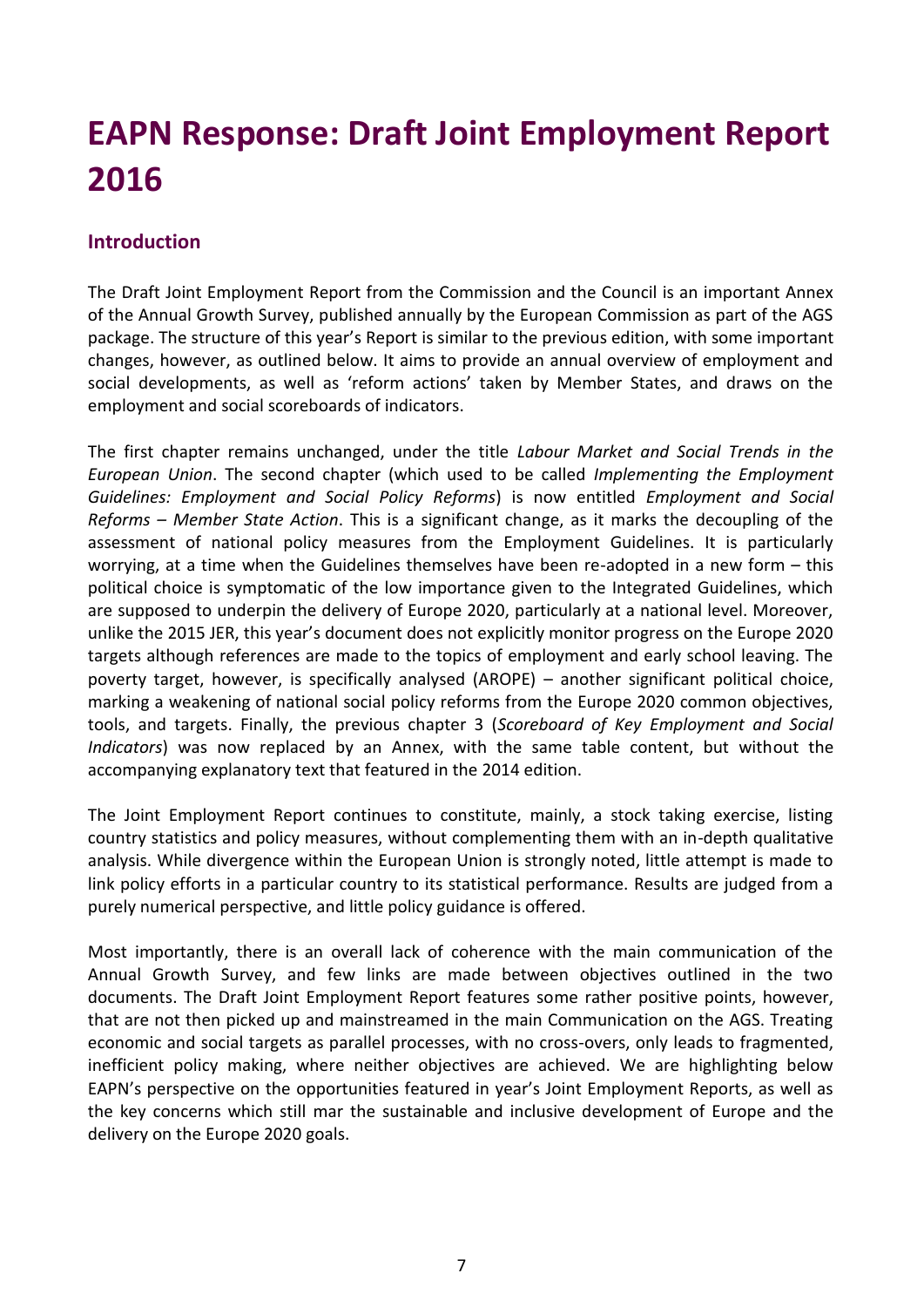# EAPN Response: Draft Joint Employment Report 2016

## Introduction

The Draft Joint Employment Report from the Commission and the Council is an important Annex of the Annual Growth Survey, published annually by the European Commission as part of the AGS package. The structure of this year's Report is similar to the previous edition, with some important changes, however, as outlined below. It aims to provide an annual overview of employment and social developments, as well as 'reform actions' taken by Member States, and draws on the employment and social scoreboards of indicators.

The first chapter remains unchanged, under the title *Labour Market and Social Trends in the European Union*. The second chapter (which used to be called *Implementing the Employment Guidelines: Employment and Social Policy Reforms*) is now entitled *Employment and Social Reforms – Member State Action*. This is a significant change, as it marks the decoupling of the assessment of national policy measures from the Employment Guidelines. It is particularly worrying, at a time when the Guidelines themselves have been re-adopted in a new form – this political choice is symptomatic of the low importance given to the Integrated Guidelines, which are supposed to underpin the delivery of Europe 2020, particularly at a national level. Moreover, unlike the 2015 JER, this year's document does not explicitly monitor progress on the Europe 2020 targets although references are made to the topics of employment and early school leaving. The poverty target, however, is specifically analysed (AROPE) – another significant political choice, marking a weakening of national social policy reforms from the Europe 2020 common objectives, tools, and targets. Finally, the previous chapter 3 (*Scoreboard of Key Employment and Social Indicators*) was now replaced by an Annex, with the same table content, but without the accompanying explanatory text that featured in the 2014 edition.

The Joint Employment Report continues to constitute, mainly, a stock taking exercise, listing country statistics and policy measures, without complementing them with an in-depth qualitative analysis. While divergence within the European Union is strongly noted, little attempt is made to link policy efforts in a particular country to its statistical performance. Results are judged from a purely numerical perspective, and little policy guidance is offered.

Most importantly, there is an overall lack of coherence with the main communication of the Annual Growth Survey, and few links are made between objectives outlined in the two documents. The Draft Joint Employment Report features some rather positive points, however, that are not then picked up and mainstreamed in the main Communication on the AGS. Treating economic and social targets as parallel processes, with no cross-overs, only leads to fragmented, inefficient policy making, where neither objectives are achieved. We are highlighting below EAPN's perspective on the opportunities featured in year's Joint Employment Reports, as well as the key concerns which still mar the sustainable and inclusive development of Europe and the delivery on the Europe 2020 goals.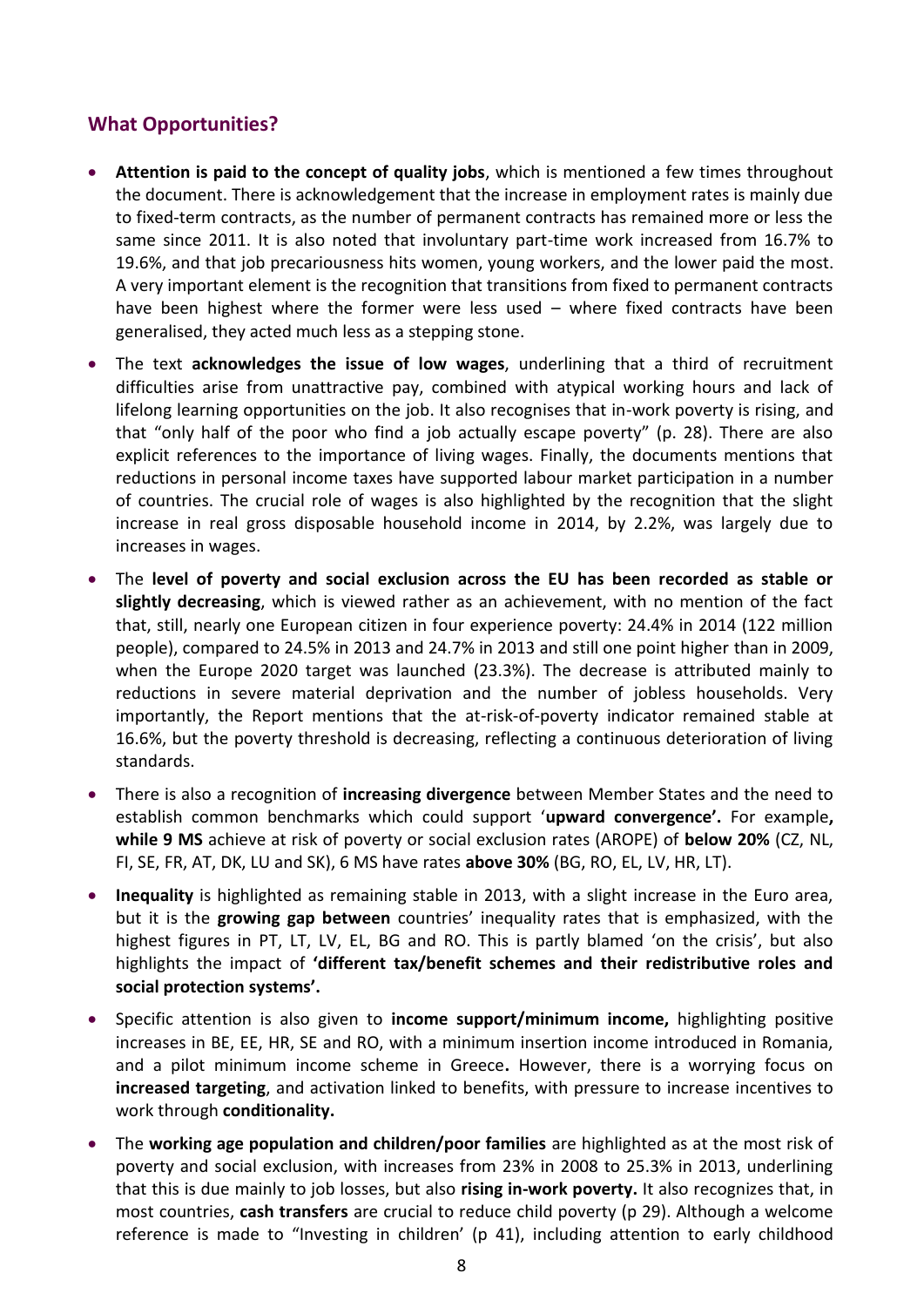## What Opportunities?

- **Attention is paid to the concept of quality jobs**, which is mentioned a few times throughout the document. There is acknowledgement that the increase in employment rates is mainly due to fixed-term contracts, as the number of permanent contracts has remained more or less the same since 2011. It is also noted that involuntary part-time work increased from 16.7% to 19.6%, and that job precariousness hits women, young workers, and the lower paid the most. A very important element is the recognition that transitions from fixed to permanent contracts have been highest where the former were less used – where fixed contracts have been generalised, they acted much less as a stepping stone.
- The text **acknowledges the issue of low wages**, underlining that a third of recruitment difficulties arise from unattractive pay, combined with atypical working hours and lack of lifelong learning opportunities on the job. It also recognises that in-work poverty is rising, and that "only half of the poor who find a job actually escape poverty" (p. 28). There are also explicit references to the importance of living wages. Finally, the documents mentions that reductions in personal income taxes have supported labour market participation in a number of countries. The crucial role of wages is also highlighted by the recognition that the slight increase in real gross disposable household income in 2014, by 2.2%, was largely due to increases in wages.
- The **level of poverty and social exclusion across the EU has been recorded as stable or slightly decreasing**, which is viewed rather as an achievement, with no mention of the fact that, still, nearly one European citizen in four experience poverty: 24.4% in 2014 (122 million people), compared to 24.5% in 2013 and 24.7% in 2013 and still one point higher than in 2009, when the Europe 2020 target was launched (23.3%). The decrease is attributed mainly to reductions in severe material deprivation and the number of jobless households. Very importantly, the Report mentions that the at-risk-of-poverty indicator remained stable at 16.6%, but the poverty threshold is decreasing, reflecting a continuous deterioration of living standards.
- There is also a recognition of **increasing divergence** between Member States and the need to establish common benchmarks which could support '**upward convergence'.** For example**, while 9 MS** achieve at risk of poverty or social exclusion rates (AROPE) of **below 20%** (CZ, NL, FI, SE, FR, AT, DK, LU and SK), 6 MS have rates **above 30%** (BG, RO, EL, LV, HR, LT).
- **Inequality** is highlighted as remaining stable in 2013, with a slight increase in the Euro area, but it is the **growing gap between** countries' inequality rates that is emphasized, with the highest figures in PT, LT, LV, EL, BG and RO. This is partly blamed 'on the crisis', but also highlights the impact of **'different tax/benefit schemes and their redistributive roles and social protection systems'.**
- Specific attention is also given to **income support/minimum income,** highlighting positive increases in BE, EE, HR, SE and RO, with a minimum insertion income introduced in Romania, and a pilot minimum income scheme in Greece**.** However, there is a worrying focus on **increased targeting**, and activation linked to benefits, with pressure to increase incentives to work through **conditionality.**
- The **working age population and children/poor families** are highlighted as at the most risk of poverty and social exclusion, with increases from 23% in 2008 to 25.3% in 2013, underlining that this is due mainly to job losses, but also **rising in-work poverty.** It also recognizes that, in most countries, **cash transfers** are crucial to reduce child poverty (p 29). Although a welcome reference is made to "Investing in children' (p 41), including attention to early childhood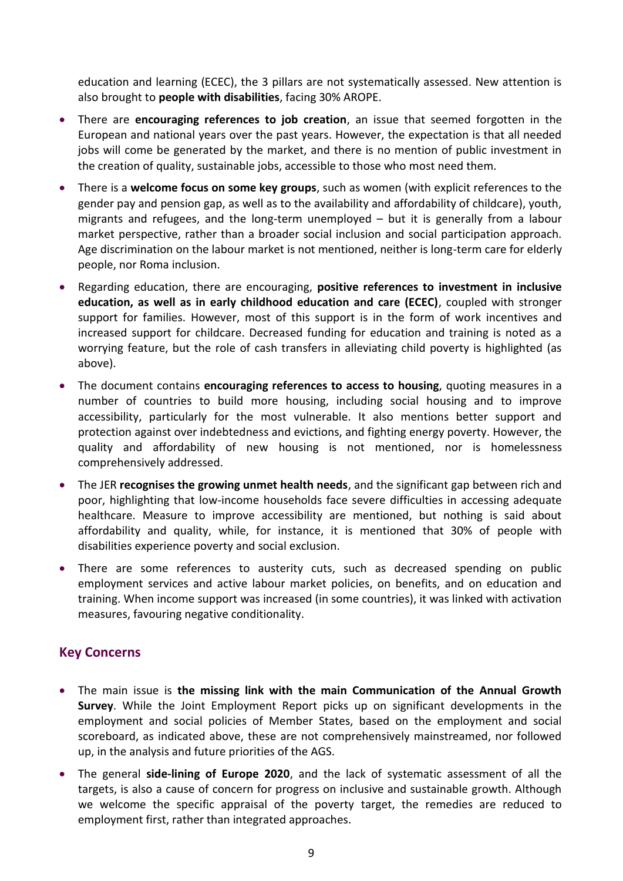education and learning (ECEC), the 3 pillars are not systematically assessed. New attention is also brought to **people with disabilities**, facing 30% AROPE.

- There are **encouraging references to job creation**, an issue that seemed forgotten in the European and national years over the past years. However, the expectation is that all needed jobs will come be generated by the market, and there is no mention of public investment in the creation of quality, sustainable jobs, accessible to those who most need them.
- There is a **welcome focus on some key groups**, such as women (with explicit references to the gender pay and pension gap, as well as to the availability and affordability of childcare), youth, migrants and refugees, and the long-term unemployed – but it is generally from a labour market perspective, rather than a broader social inclusion and social participation approach. Age discrimination on the labour market is not mentioned, neither is long-term care for elderly people, nor Roma inclusion.
- Regarding education, there are encouraging, **positive references to investment in inclusive education, as well as in early childhood education and care (ECEC)**, coupled with stronger support for families. However, most of this support is in the form of work incentives and increased support for childcare. Decreased funding for education and training is noted as a worrying feature, but the role of cash transfers in alleviating child poverty is highlighted (as above).
- The document contains **encouraging references to access to housing**, quoting measures in a number of countries to build more housing, including social housing and to improve accessibility, particularly for the most vulnerable. It also mentions better support and protection against over indebtedness and evictions, and fighting energy poverty. However, the quality and affordability of new housing is not mentioned, nor is homelessness comprehensively addressed.
- The JER **recognises the growing unmet health needs**, and the significant gap between rich and poor, highlighting that low-income households face severe difficulties in accessing adequate healthcare. Measure to improve accessibility are mentioned, but nothing is said about affordability and quality, while, for instance, it is mentioned that 30% of people with disabilities experience poverty and social exclusion.
- There are some references to austerity cuts, such as decreased spending on public employment services and active labour market policies, on benefits, and on education and training. When income support was increased (in some countries), it was linked with activation measures, favouring negative conditionality.

## Key Concerns

- The main issue is **the missing link with the main Communication of the Annual Growth Survey**. While the Joint Employment Report picks up on significant developments in the employment and social policies of Member States, based on the employment and social scoreboard, as indicated above, these are not comprehensively mainstreamed, nor followed up, in the analysis and future priorities of the AGS.
- The general **side-lining of Europe 2020**, and the lack of systematic assessment of all the targets, is also a cause of concern for progress on inclusive and sustainable growth. Although we welcome the specific appraisal of the poverty target, the remedies are reduced to employment first, rather than integrated approaches.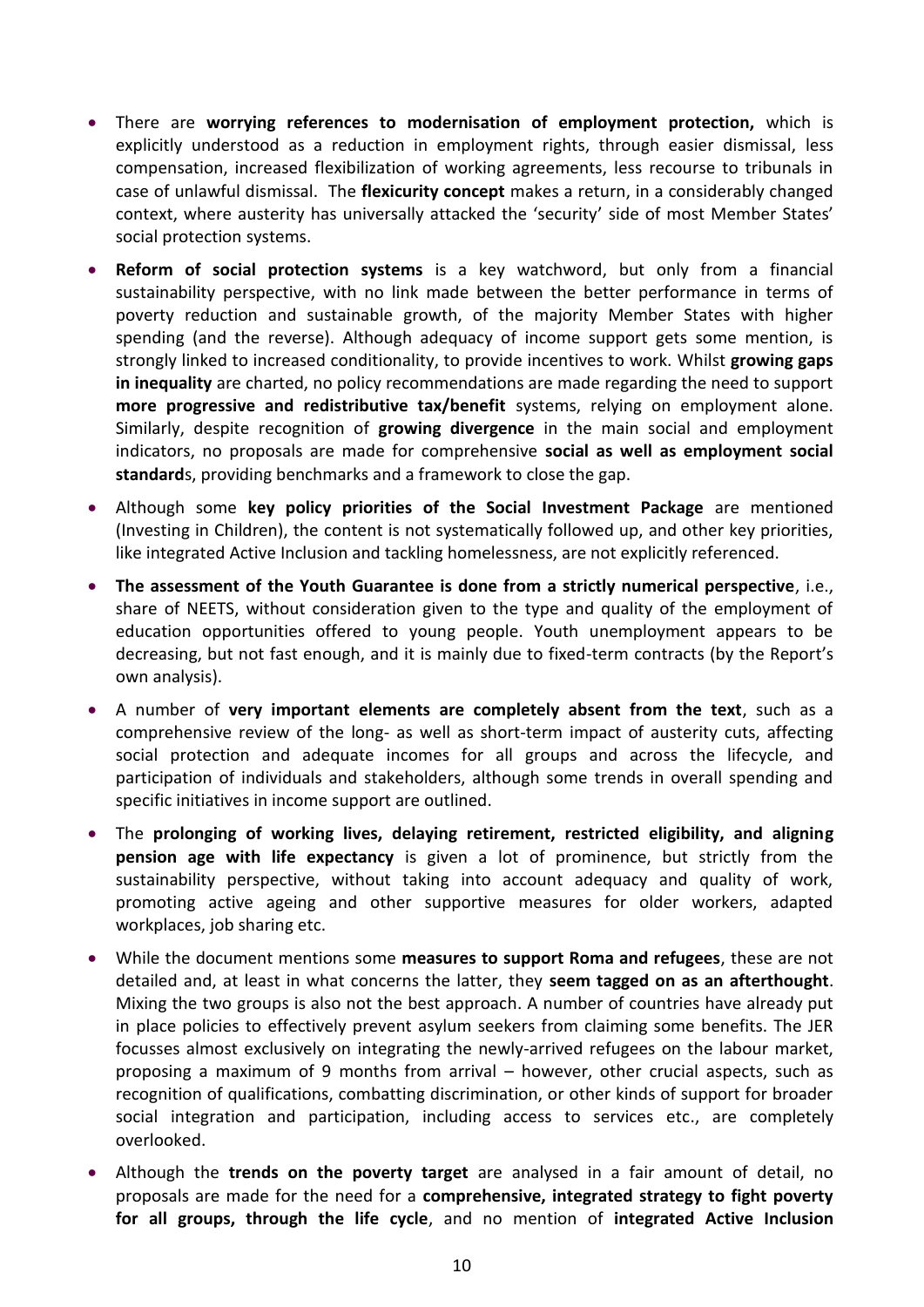- There are **worrying references to modernisation of employment protection,** which is explicitly understood as a reduction in employment rights, through easier dismissal, less compensation, increased flexibilization of working agreements, less recourse to tribunals in case of unlawful dismissal. The **flexicurity concept** makes a return, in a considerably changed context, where austerity has universally attacked the 'security' side of most Member States' social protection systems.
- **Reform of social protection systems** is a key watchword, but only from a financial sustainability perspective, with no link made between the better performance in terms of poverty reduction and sustainable growth, of the majority Member States with higher spending (and the reverse). Although adequacy of income support gets some mention, is strongly linked to increased conditionality, to provide incentives to work. Whilst **growing gaps in inequality** are charted, no policy recommendations are made regarding the need to support **more progressive and redistributive tax/benefit** systems, relying on employment alone. Similarly, despite recognition of **growing divergence** in the main social and employment indicators, no proposals are made for comprehensive **social as well as employment social standard**s, providing benchmarks and a framework to close the gap.
- Although some **key policy priorities of the Social Investment Package** are mentioned (Investing in Children), the content is not systematically followed up, and other key priorities, like integrated Active Inclusion and tackling homelessness, are not explicitly referenced.
- **The assessment of the Youth Guarantee is done from a strictly numerical perspective**, i.e., share of NEETS, without consideration given to the type and quality of the employment of education opportunities offered to young people. Youth unemployment appears to be decreasing, but not fast enough, and it is mainly due to fixed-term contracts (by the Report's own analysis).
- A number of **very important elements are completely absent from the text**, such as a comprehensive review of the long- as well as short-term impact of austerity cuts, affecting social protection and adequate incomes for all groups and across the lifecycle, and participation of individuals and stakeholders, although some trends in overall spending and specific initiatives in income support are outlined.
- The **prolonging of working lives, delaying retirement, restricted eligibility, and aligning pension age with life expectancy** is given a lot of prominence, but strictly from the sustainability perspective, without taking into account adequacy and quality of work, promoting active ageing and other supportive measures for older workers, adapted workplaces, job sharing etc.
- While the document mentions some **measures to support Roma and refugees**, these are not detailed and, at least in what concerns the latter, they **seem tagged on as an afterthought**. Mixing the two groups is also not the best approach. A number of countries have already put in place policies to effectively prevent asylum seekers from claiming some benefits. The JER focusses almost exclusively on integrating the newly-arrived refugees on the labour market, proposing a maximum of 9 months from arrival – however, other crucial aspects, such as recognition of qualifications, combatting discrimination, or other kinds of support for broader social integration and participation, including access to services etc., are completely overlooked.
- Although the **trends on the poverty target** are analysed in a fair amount of detail, no proposals are made for the need for a **comprehensive, integrated strategy to fight poverty for all groups, through the life cycle**, and no mention of **integrated Active Inclusion**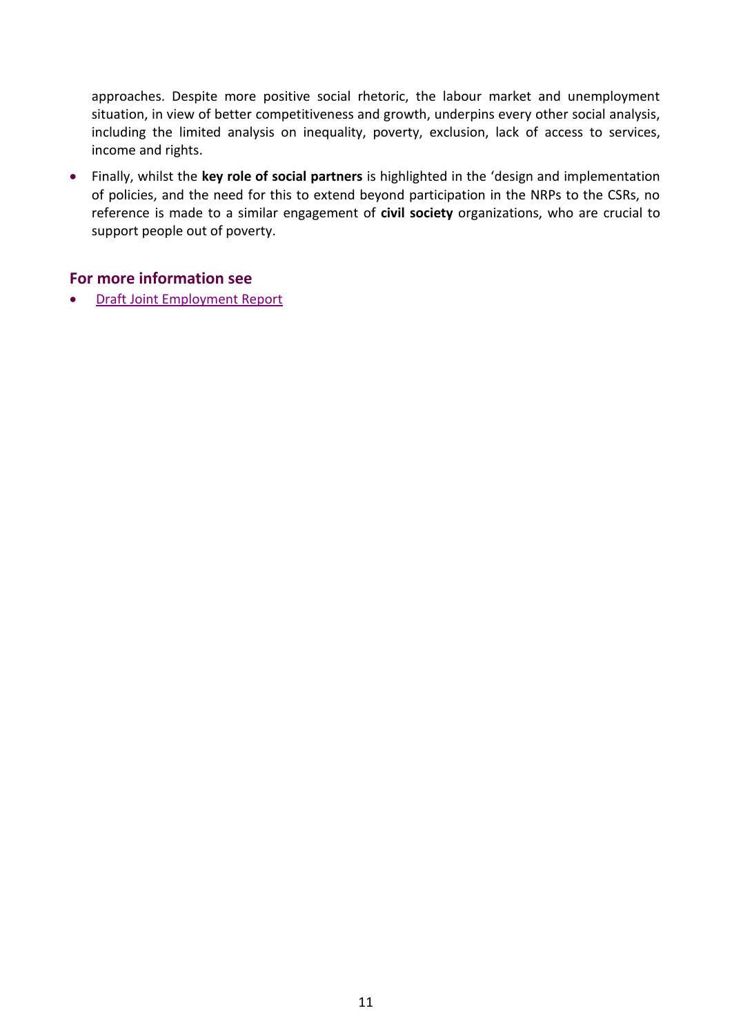approaches. Despite more positive social rhetoric, the labour market and unemployment situation, in view of better competitiveness and growth, underpins every other social analysis, including the limited analysis on inequality, poverty, exclusion, lack of access to services, income and rights.

- Finally, whilst the **key role of social partners** is highlighted in the 'design and implementation of policies, and the need for this to extend beyond participation in the NRPs to the CSRs, no reference is made to a similar engagement of **civil society** organizations, who are crucial to support people out of poverty.

## For more information see

- Draft Joint Employment Report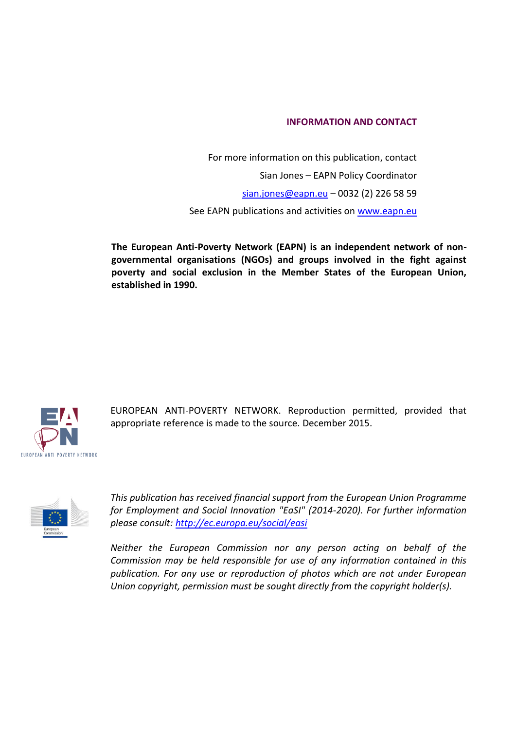**INFORMATION AND CONTACT**

For more information on this publication, contact

Sian Jones – EAPN Policy Coordinator

sian.jones@eapn.eu – 0032 (2) 226 58 59

See EAPN publications and activities on www.eapn.eu

**The European Anti-Poverty Network (EAPN) is an independent network of non-governmental organisations (NGOs) and groups involved in the fight against poverty and social exclusion in the Member States of the European Union, established in 1990.**

EUROPEAN ANTI-POVERTY NETWORK. Reproduction permitted, provided that appropriate reference is made to the source. December 2015.

*This publication has received financial support from the European Union Programme for Employment and Social Innovation "EaSI" (2014-2020). For further information please consult: http://ec.europa.eu/social/easi*

*Neither the European Commission nor any person acting on behalf of the Commission may be held responsible for use of any information contained in this publication. For any use or reproduction of photos which are not under European Union copyright, permission must be sought directly from the copyright holder(s).*